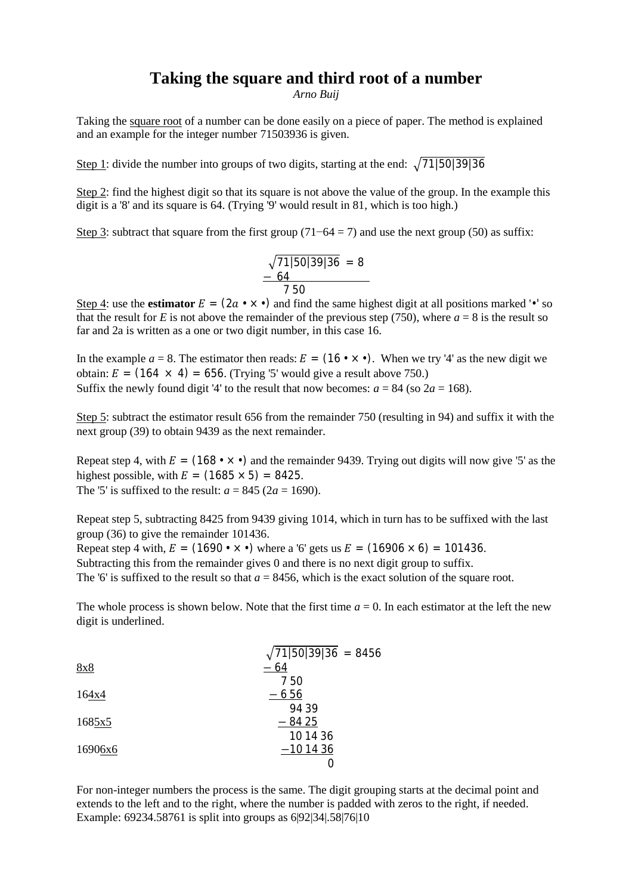# Taking the square and third root of a number

*Arno Buij*

Taking the <u>square root</u> of a number can be done easily on a piece of paper. The method is explained and an example for the integer number 71503936 is given.

<u>Step 1</u>: divide the number into groups of two digits, starting at the end: $\sqrt{71|50|39|36}$

<u>Step 2</u>: find the highest digit so that its square is not above the value of the group. In the example this digit is a '8' and its square is 64. (Trying '9' would result in 81, which is too high.)

<u>Step 3</u>: subtract that square from the first group (71−64 = 7) and use the next group (50) as suffix:

$$\begin{array}{l} \sqrt{71|50|39|36} \; = 8 \\ \underline{-\ 64\phantom{|50|39|36 = 8}} \\ \phantom{-\ }7\,50 \end{array}$$

<u>Step 4</u>: use the **estimator** $E = (2a\bullet \times \bullet)$ and find the same highest digit at all positions marked '•' so that the result for *E* is not above the remainder of the previous step (750), where $a = 8$ is the result so far and 2a is written as a one or two digit number, in this case 16.

In the example $a = 8$. The estimator then reads: $E = (16\bullet \times \bullet)$. When we try '4' as the new digit we obtain: $E = (164 \times 4) = 656$. (Trying '5' would give a result above 750.)
Suffix the newly found digit '4' to the result that now becomes: $a = 84$ (so $2a = 168$).

<u>Step 5</u>: subtract the estimator result 656 from the remainder 750 (resulting in 94) and suffix it with the next group (39) to obtain 9439 as the next remainder.

Repeat step 4, with $E = (168\bullet \times \bullet)$ and the remainder 9439. Trying out digits will now give '5' as the highest possible, with $E = (1685 \times 5) = 8425$.
The '5' is suffixed to the result: $a = 845$ ($2a = 1690$).

Repeat step 5, subtracting 8425 from 9439 giving 1014, which in turn has to be suffixed with the last group (36) to give the remainder 101436.
Repeat step 4 with, $E = (1690\bullet \times \bullet)$ where a '6' gets us $E = (16906 \times 6) = 101436$.
Subtracting this from the remainder gives 0 and there is no next digit group to suffix.
The '6' is suffixed to the result so that $a = 8456$, which is the exact solution of the square root.

The whole process is shown below. Note that the first time $a = 0$. In each estimator at the left the new digit is underlined.

| | |
|---|---|
| | $\sqrt{71\|50\|39\|36} \; = 8456$ |
| <u>8x8</u> | $\underline{-\,64}$ |
| | $7\,50$ |
| 16<u>4x4</u> | $\underline{-\,6\,56}$ |
| | $94\,39$ |
| 168<u>5x5</u> | $\underline{-\,84\,25}$ |
| | $10\,14\,36$ |
| 1690<u>6x6</u> | $\underline{-10\,14\,36}$ |
| | $0$ |

For non-integer numbers the process is the same. The digit grouping starts at the decimal point and extends to the left and to the right, where the number is padded with zeros to the right, if needed. Example: 69234.58761 is split into groups as 6|92|34|.58|76|10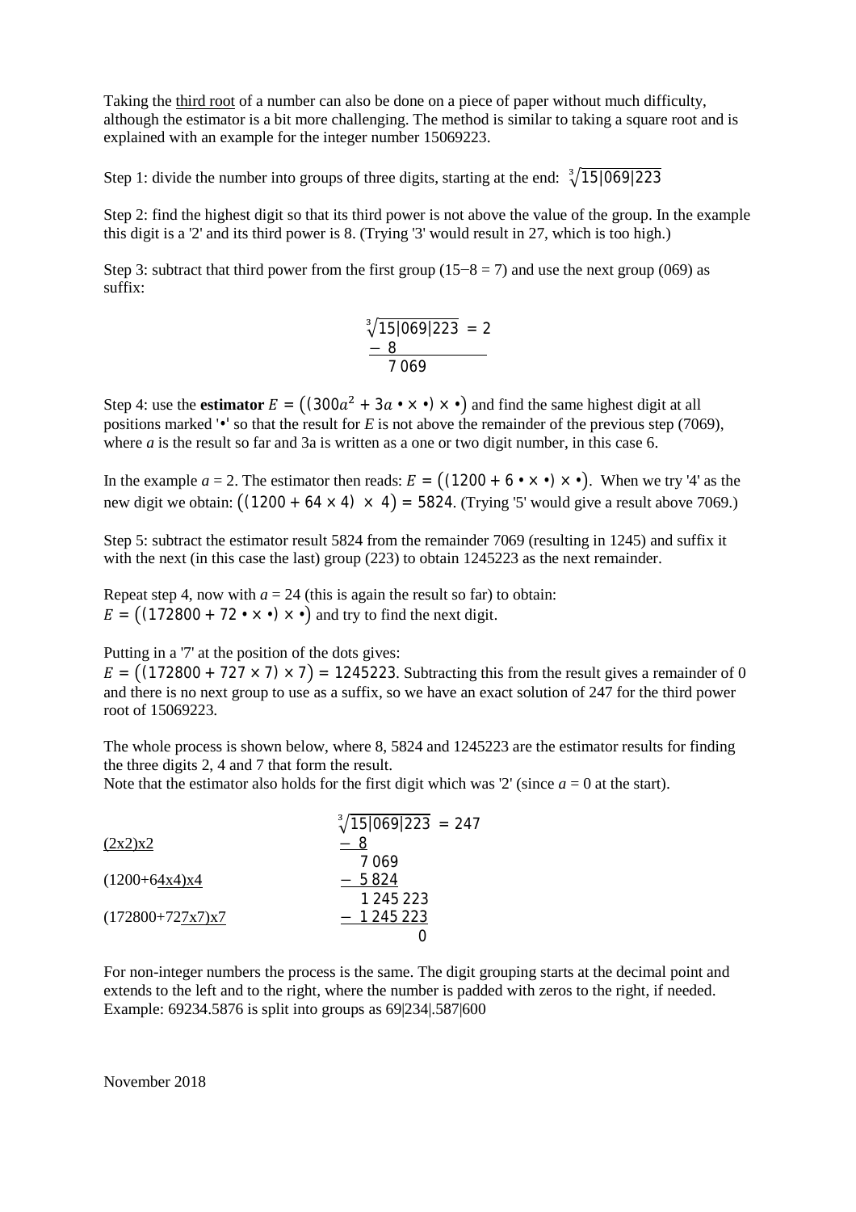Taking the third root of a number can also be done on a piece of paper without much difficulty, although the estimator is a bit more challenging. The method is similar to taking a square root and is explained with an example for the integer number 15069223.

Step 1: divide the number into groups of three digits, starting at the end: $\sqrt[3]{15|069|223}$

Step 2: find the highest digit so that its third power is not above the value of the group. In the example this digit is a '2' and its third power is 8. (Trying '3' would result in 27, which is too high.)

Step 3: subtract that third power from the first group (15−8 = 7) and use the next group (069) as suffix:

$$\begin{array}{l} \sqrt[3]{15|069|223} = 2 \\ \underline{-\ 8\qquad\qquad\quad} \\ \quad 7\,069 \end{array}$$

Step 4: use the **estimator** $E = \left((300a^2 + 3a \bullet \times \bullet) \times \bullet\right)$ and find the same highest digit at all positions marked '•' so that the result for $E$ is not above the remainder of the previous step (7069), where $a$ is the result so far and 3a is written as a one or two digit number, in this case 6.

In the example $a$ = 2. The estimator then reads: $E = \left((1200 + 6 \bullet \times \bullet) \times \bullet\right)$. When we try '4' as the new digit we obtain: $\left((1200 + 64 \times 4) \times 4\right) = 5824$. (Trying '5' would give a result above 7069.)

Step 5: subtract the estimator result 5824 from the remainder 7069 (resulting in 1245) and suffix it with the next (in this case the last) group (223) to obtain 1245223 as the next remainder.

Repeat step 4, now with $a$ = 24 (this is again the result so far) to obtain:
$E = \left((172800 + 72 \bullet \times \bullet) \times \bullet\right)$ and try to find the next digit.

Putting in a '7' at the position of the dots gives:
$E = \left((172800 + 727 \times 7) \times 7\right) = 1245223$. Subtracting this from the result gives a remainder of 0 and there is no next group to use as a suffix, so we have an exact solution of 247 for the third power root of 15069223.

The whole process is shown below, where 8, 5824 and 1245223 are the estimator results for finding the three digits 2, 4 and 7 that form the result.
Note that the estimator also holds for the first digit which was '2' (since $a$ = 0 at the start).

| | |
|---|---|
| | $\sqrt[3]{15\vert 069\vert 223} = 247$ |
| (2x2)x2 | $-\ 8$ |
| | $7\,069$ |
| (1200+64x4)x4 | $-\ 5\,824$ |
| | $1\,245\,223$ |
| (172800+727x7)x7 | $-\ 1\,245\,223$ |
| | $0$ |

For non-integer numbers the process is the same. The digit grouping starts at the decimal point and extends to the left and to the right, where the number is padded with zeros to the right, if needed. Example: 69234.5876 is split into groups as 69|234|.587|600

November 2018